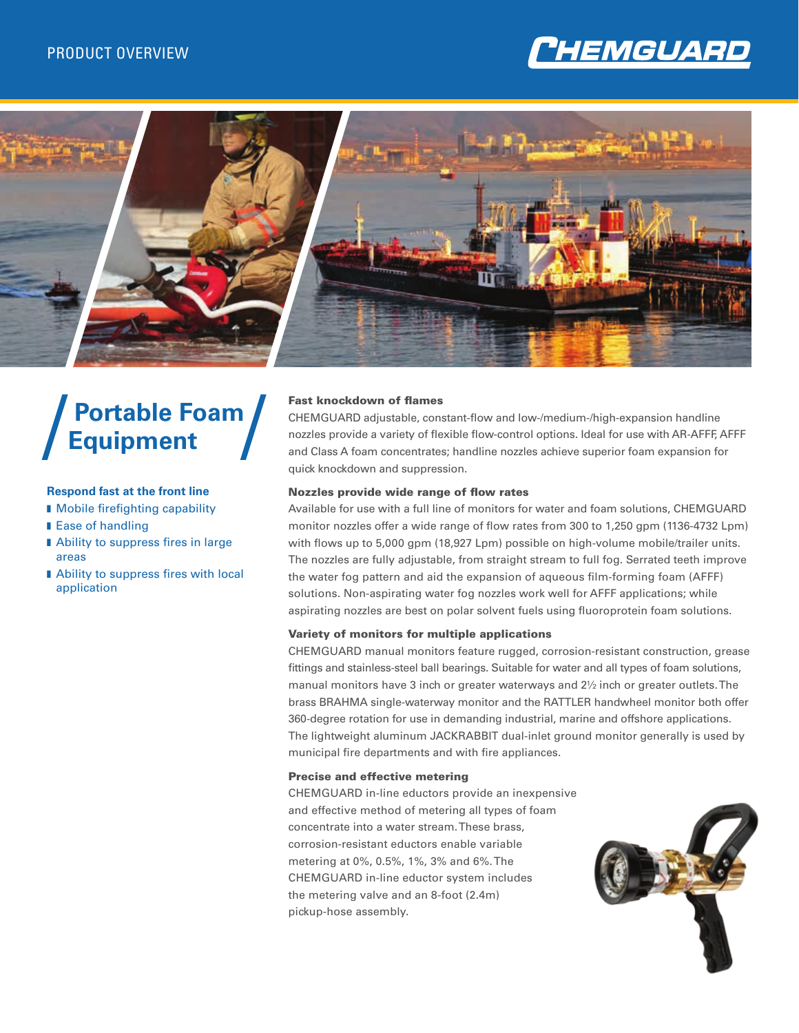PRODUCT OVERVIEW

CHEMGUARD

# Portable Foam Equipment

### Respond fast at the front line

- Mobile firefighting capability
- Ease of handling
- Ability to suppress fires in large areas
- Ability to suppress fires with local application

#### Fast knockdown of flames

CHEMGUARD adjustable, constant-flow and low-/medium-/high-expansion handline nozzles provide a variety of flexible flow-control options. Ideal for use with AR-AFFF, AFFF and Class A foam concentrates; handline nozzles achieve superior foam expansion for quick knockdown and suppression.

#### Nozzles provide wide range of flow rates

Available for use with a full line of monitors for water and foam solutions, CHEMGUARD monitor nozzles offer a wide range of flow rates from 300 to 1,250 gpm (1136-4732 Lpm) with flows up to 5,000 gpm (18,927 Lpm) possible on high-volume mobile/trailer units. The nozzles are fully adjustable, from straight stream to full fog. Serrated teeth improve the water fog pattern and aid the expansion of aqueous film-forming foam (AFFF) solutions. Non-aspirating water fog nozzles work well for AFFF applications; while aspirating nozzles are best on polar solvent fuels using fluoroprotein foam solutions.

#### Variety of monitors for multiple applications

CHEMGUARD manual monitors feature rugged, corrosion-resistant construction, grease fittings and stainless-steel ball bearings. Suitable for water and all types of foam solutions, manual monitors have 3 inch or greater waterways and 2½ inch or greater outlets. The brass BRAHMA single-waterway monitor and the RATTLER handwheel monitor both offer 360-degree rotation for use in demanding industrial, marine and offshore applications. The lightweight aluminum JACKRABBIT dual-inlet ground monitor generally is used by municipal fire departments and with fire appliances.

#### Precise and effective metering

CHEMGUARD in-line eductors provide an inexpensive and effective method of metering all types of foam concentrate into a water stream. These brass, corrosion-resistant eductors enable variable metering at 0%, 0.5%, 1%, 3% and 6%. The CHEMGUARD in-line eductor system includes the metering valve and an 8-foot (2.4m) pickup-hose assembly.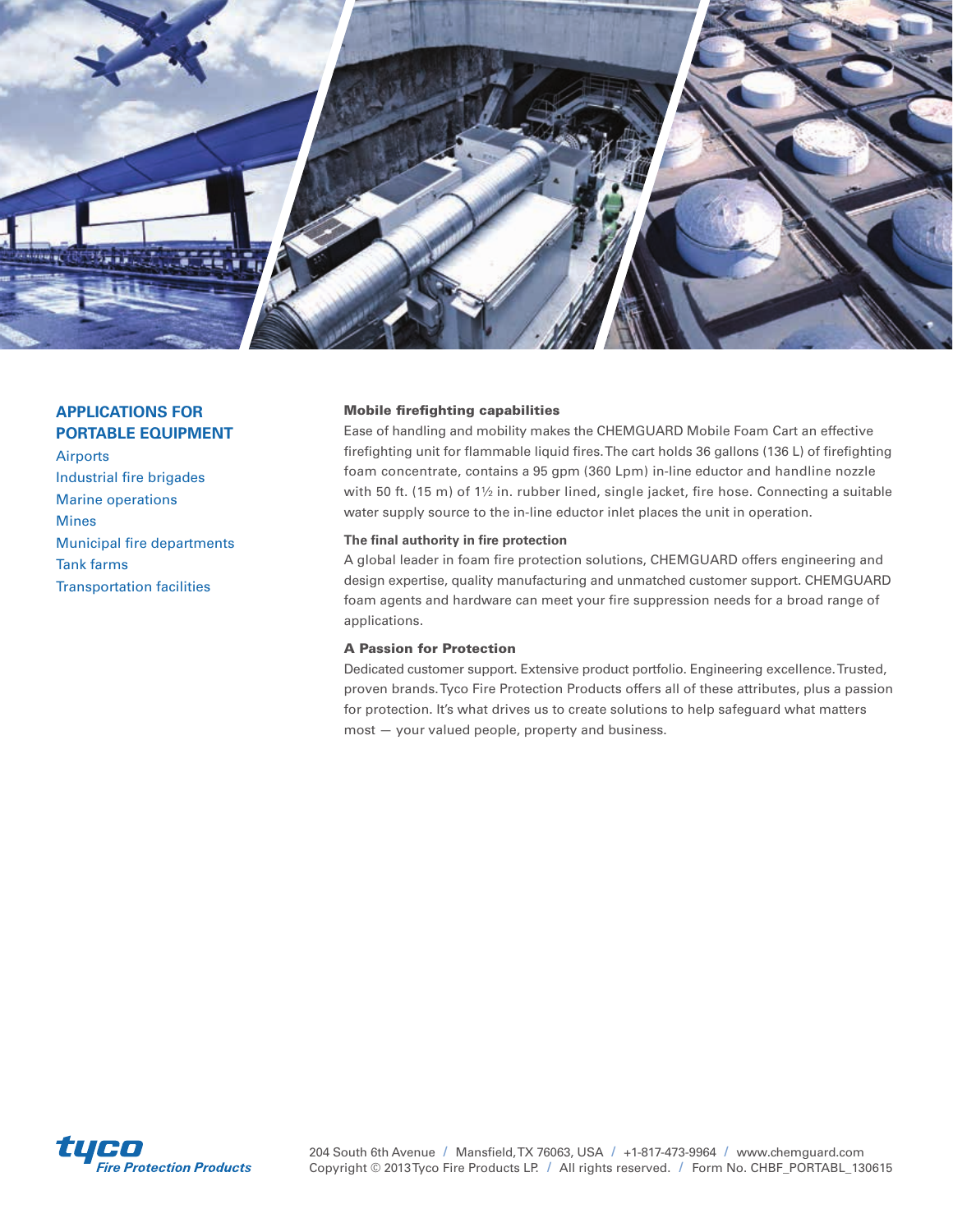## APPLICATIONS FOR PORTABLE EQUIPMENT

- Airports
- Industrial fire brigades
- Marine operations
- Mines
- Municipal fire departments
- Tank farms
- Transportation facilities

### Mobile firefighting capabilities

Ease of handling and mobility makes the CHEMGUARD Mobile Foam Cart an effective firefighting unit for flammable liquid fires. The cart holds 36 gallons (136 L) of firefighting foam concentrate, contains a 95 gpm (360 Lpm) in-line eductor and handline nozzle with 50 ft. (15 m) of 1½ in. rubber lined, single jacket, fire hose. Connecting a suitable water supply source to the in-line eductor inlet places the unit in operation.

### The final authority in fire protection

A global leader in foam fire protection solutions, CHEMGUARD offers engineering and design expertise, quality manufacturing and unmatched customer support. CHEMGUARD foam agents and hardware can meet your fire suppression needs for a broad range of applications.

### A Passion for Protection

Dedicated customer support. Extensive product portfolio. Engineering excellence. Trusted, proven brands. Tyco Fire Protection Products offers all of these attributes, plus a passion for protection. It's what drives us to create solutions to help safeguard what matters most — your valued people, property and business.

tyco *Fire Protection Products*

204 South 6th Avenue / Mansfield, TX 76063, USA / +1-817-473-9964 / www.chemguard.com
Copyright © 2013 Tyco Fire Products LP. / All rights reserved. / Form No. CHBF_PORTABL_130615